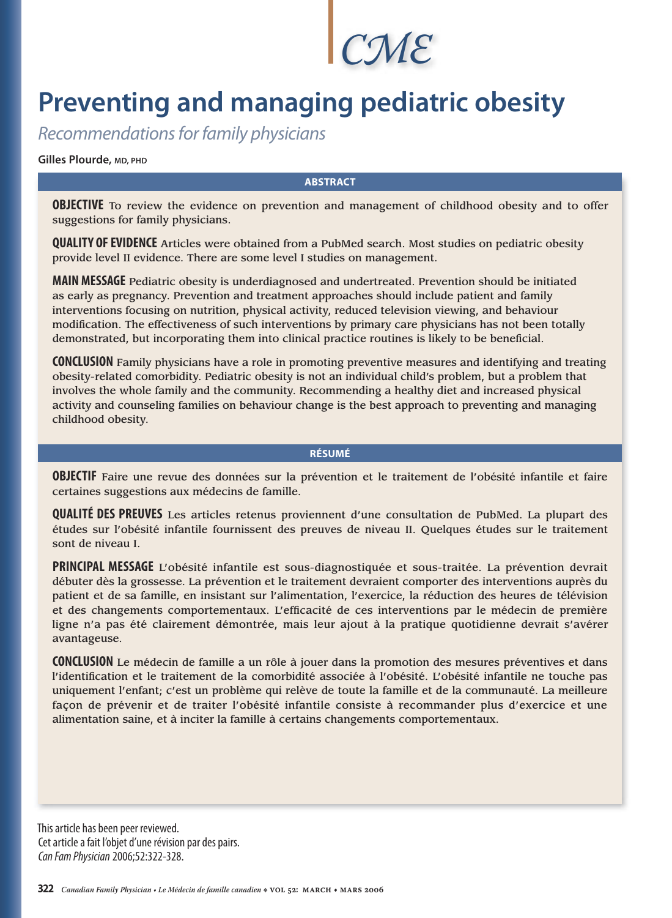CME

# Preventing and managing pediatric obesity

*Recommendations for family physicians*

**Gilles Plourde,** MD, PHD

## ABSTRACT

**OBJECTIVE** To review the evidence on prevention and management of childhood obesity and to offer suggestions for family physicians.

**QUALITY OF EVIDENCE** Articles were obtained from a PubMed search. Most studies on pediatric obesity provide level II evidence. There are some level I studies on management.

**MAIN MESSAGE** Pediatric obesity is underdiagnosed and undertreated. Prevention should be initiated as early as pregnancy. Prevention and treatment approaches should include patient and family interventions focusing on nutrition, physical activity, reduced television viewing, and behaviour modification. The effectiveness of such interventions by primary care physicians has not been totally demonstrated, but incorporating them into clinical practice routines is likely to be beneficial.

**CONCLUSION** Family physicians have a role in promoting preventive measures and identifying and treating obesity-related comorbidity. Pediatric obesity is not an individual child's problem, but a problem that involves the whole family and the community. Recommending a healthy diet and increased physical activity and counseling families on behaviour change is the best approach to preventing and managing childhood obesity.

## RÉSUMÉ

**OBJECTIF** Faire une revue des données sur la prévention et le traitement de l'obésité infantile et faire certaines suggestions aux médecins de famille.

**QUALITÉ DES PREUVES** Les articles retenus proviennent d'une consultation de PubMed. La plupart des études sur l'obésité infantile fournissent des preuves de niveau II. Quelques études sur le traitement sont de niveau I.

**PRINCIPAL MESSAGE** L'obésité infantile est sous-diagnostiquée et sous-traitée. La prévention devrait débuter dès la grossesse. La prévention et le traitement devraient comporter des interventions auprès du patient et de sa famille, en insistant sur l'alimentation, l'exercice, la réduction des heures de télévision et des changements comportementaux. L'efficacité de ces interventions par le médecin de première ligne n'a pas été clairement démontrée, mais leur ajout à la pratique quotidienne devrait s'avérer avantageuse.

**CONCLUSION** Le médecin de famille a un rôle à jouer dans la promotion des mesures préventives et dans l'identification et le traitement de la comorbidité associée à l'obésité. L'obésité infantile ne touche pas uniquement l'enfant; c'est un problème qui relève de toute la famille et de la communauté. La meilleure façon de prévenir et de traiter l'obésité infantile consiste à recommander plus d'exercice et une alimentation saine, et à inciter la famille à certains changements comportementaux.

This article has been peer reviewed.
Cet article a fait l'objet d'une révision par des pairs.
*Can Fam Physician* 2006;52:322-328.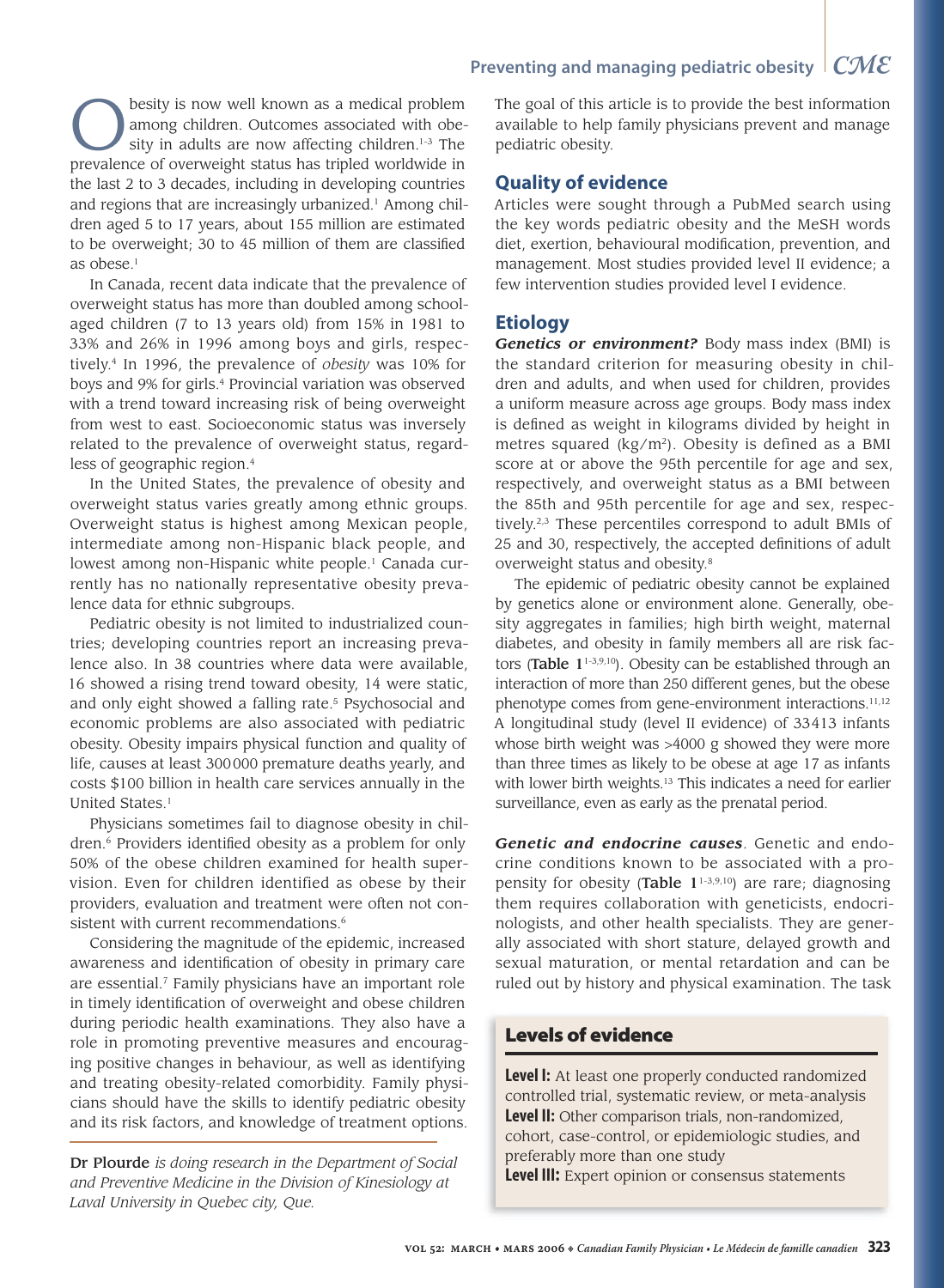Obesity is now well known as a medical problem among children. Outcomes associated with obesity in adults are now affecting children.[1-3] The prevalence of overweight status has tripled worldwide in the last 2 to 3 decades, including in developing countries and regions that are increasingly urbanized.[1] Among children aged 5 to 17 years, about 155 million are estimated to be overweight; 30 to 45 million of them are classified as obese.[1]

In Canada, recent data indicate that the prevalence of overweight status has more than doubled among school-aged children (7 to 13 years old) from 15% in 1981 to 33% and 26% in 1996 among boys and girls, respectively.[4] In 1996, the prevalence of *obesity* was 10% for boys and 9% for girls.[4] Provincial variation was observed with a trend toward increasing risk of being overweight from west to east. Socioeconomic status was inversely related to the prevalence of overweight status, regardless of geographic region.[4]

In the United States, the prevalence of obesity and overweight status varies greatly among ethnic groups. Overweight status is highest among Mexican people, intermediate among non-Hispanic black people, and lowest among non-Hispanic white people.[1] Canada currently has no nationally representative obesity prevalence data for ethnic subgroups.

Pediatric obesity is not limited to industrialized countries; developing countries report an increasing prevalence also. In 38 countries where data were available, 16 showed a rising trend toward obesity, 14 were static, and only eight showed a falling rate.[5] Psychosocial and economic problems are also associated with pediatric obesity. Obesity impairs physical function and quality of life, causes at least 300000 premature deaths yearly, and costs $100 billion in health care services annually in the United States.[1]

Physicians sometimes fail to diagnose obesity in children.[6] Providers identified obesity as a problem for only 50% of the obese children examined for health supervision. Even for children identified as obese by their providers, evaluation and treatment were often not consistent with current recommendations.[6]

Considering the magnitude of the epidemic, increased awareness and identification of obesity in primary care are essential.[7] Family physicians have an important role in timely identification of overweight and obese children during periodic health examinations. They also have a role in promoting preventive measures and encouraging positive changes in behaviour, as well as identifying and treating obesity-related comorbidity. Family physicians should have the skills to identify pediatric obesity and its risk factors, and knowledge of treatment options.

**Dr Plourde** *is doing research in the Department of Social and Preventive Medicine in the Division of Kinesiology at Laval University in Quebec city, Que.*

The goal of this article is to provide the best information available to help family physicians prevent and manage pediatric obesity.

## Quality of evidence

Articles were sought through a PubMed search using the key words pediatric obesity and the MeSH words diet, exertion, behavioural modification, prevention, and management. Most studies provided level II evidence; a few intervention studies provided level I evidence.

## Etiology

***Genetics or environment?*** Body mass index (BMI) is the standard criterion for measuring obesity in children and adults, and when used for children, provides a uniform measure across age groups. Body mass index is defined as weight in kilograms divided by height in metres squared ($kg/m^2$). Obesity is defined as a BMI score at or above the 95th percentile for age and sex, respectively, and overweight status as a BMI between the 85th and 95th percentile for age and sex, respectively.[2,3] These percentiles correspond to adult BMIs of 25 and 30, respectively, the accepted definitions of adult overweight status and obesity.[8]

The epidemic of pediatric obesity cannot be explained by genetics alone or environment alone. Generally, obesity aggregates in families; high birth weight, maternal diabetes, and obesity in family members all are risk factors (**Table 1**[1-3,9,10]). Obesity can be established through an interaction of more than 250 different genes, but the obese phenotype comes from gene-environment interactions.[11,12] A longitudinal study (level II evidence) of 33413 infants whose birth weight was >4000 g showed they were more than three times as likely to be obese at age 17 as infants with lower birth weights.[13] This indicates a need for earlier surveillance, even as early as the prenatal period.

***Genetic and endocrine causes***. Genetic and endocrine conditions known to be associated with a propensity for obesity (**Table 1**[1-3,9,10]) are rare; diagnosing them requires collaboration with geneticists, endocrinologists, and other health specialists. They are generally associated with short stature, delayed growth and sexual maturation, or mental retardation and can be ruled out by history and physical examination. The task

### Levels of evidence

**Level I:** At least one properly conducted randomized controlled trial, systematic review, or meta-analysis
**Level II:** Other comparison trials, non-randomized, cohort, case-control, or epidemiologic studies, and preferably more than one study
**Level III:** Expert opinion or consensus statements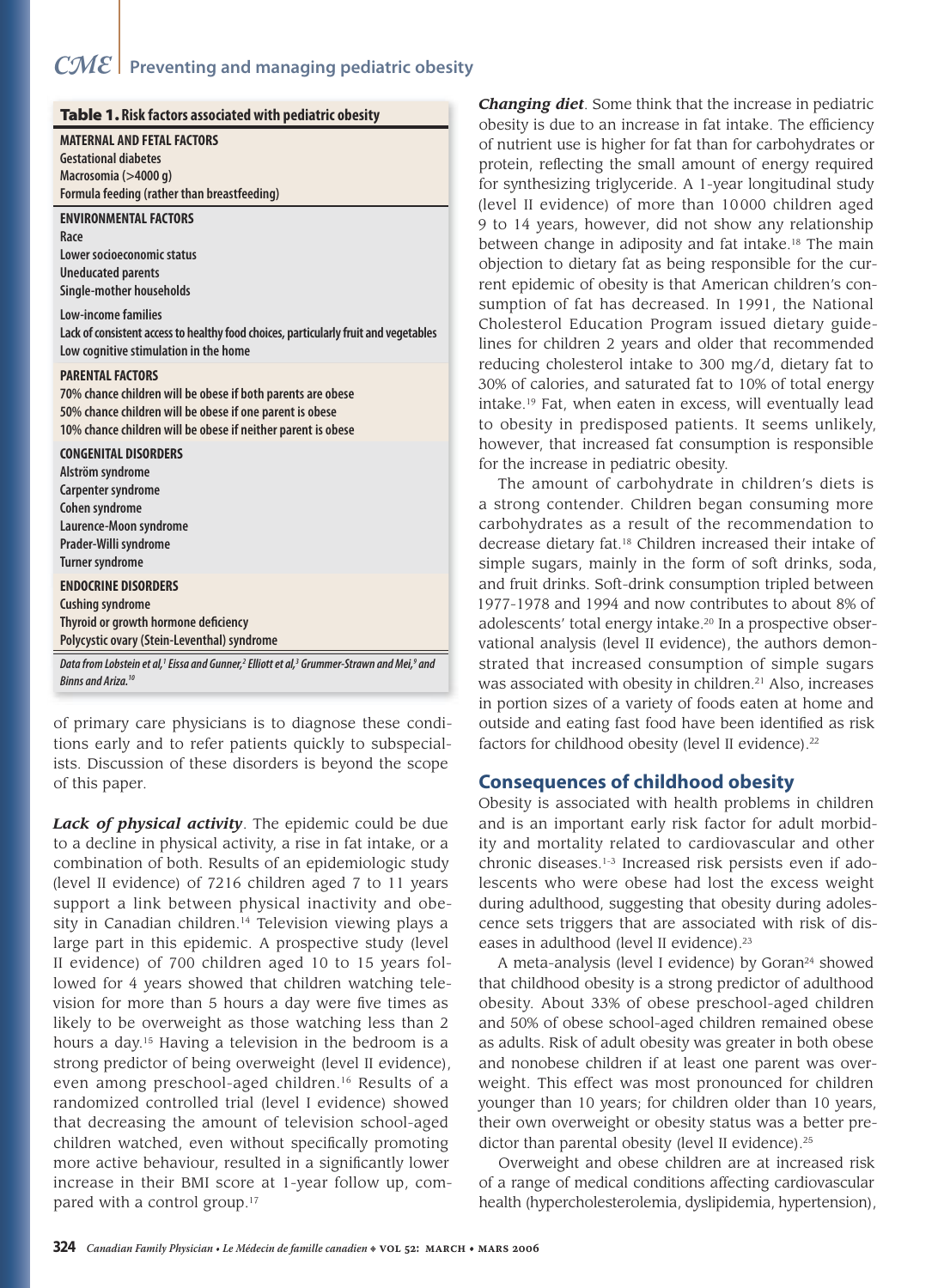**Table 1. Risk factors associated with pediatric obesity**

| |
|---|
| **MATERNAL AND FETAL FACTORS** |
| Gestational diabetes |
| Macrosomia (>4000 g) |
| Formula feeding (rather than breastfeeding) |
| **ENVIRONMENTAL FACTORS** |
| Race |
| Lower socioeconomic status |
| Uneducated parents |
| Single-mother households |
| Low-income families |
| Lack of consistent access to healthy food choices, particularly fruit and vegetables |
| Low cognitive stimulation in the home |
| **PARENTAL FACTORS** |
| 70% chance children will be obese if both parents are obese |
| 50% chance children will be obese if one parent is obese |
| 10% chance children will be obese if neither parent is obese |
| **CONGENITAL DISORDERS** |
| Alström syndrome |
| Carpenter syndrome |
| Cohen syndrome |
| Laurence-Moon syndrome |
| Prader-Willi syndrome |
| Turner syndrome |
| **ENDOCRINE DISORDERS** |
| Cushing syndrome |
| Thyroid or growth hormone deficiency |
| Polycystic ovary (Stein-Leventhal) syndrome |

*Data from Lobstein et al,[1] Eissa and Gunner,[2] Elliott et al,[3] Grummer-Strawn and Mei,[9] and Binns and Ariza.[10]*

of primary care physicians is to diagnose these conditions early and to refer patients quickly to subspecialists. Discussion of these disorders is beyond the scope of this paper.

***Lack of physical activity***. The epidemic could be due to a decline in physical activity, a rise in fat intake, or a combination of both. Results of an epidemiologic study (level II evidence) of 7216 children aged 7 to 11 years support a link between physical inactivity and obesity in Canadian children.[14] Television viewing plays a large part in this epidemic. A prospective study (level II evidence) of 700 children aged 10 to 15 years followed for 4 years showed that children watching television for more than 5 hours a day were five times as likely to be overweight as those watching less than 2 hours a day.[15] Having a television in the bedroom is a strong predictor of being overweight (level II evidence), even among preschool-aged children.[16] Results of a randomized controlled trial (level I evidence) showed that decreasing the amount of television school-aged children watched, even without specifically promoting more active behaviour, resulted in a significantly lower increase in their BMI score at 1-year follow up, compared with a control group.[17]

***Changing diet***. Some think that the increase in pediatric obesity is due to an increase in fat intake. The efficiency of nutrient use is higher for fat than for carbohydrates or protein, reflecting the small amount of energy required for synthesizing triglyceride. A 1-year longitudinal study (level II evidence) of more than 10000 children aged 9 to 14 years, however, did not show any relationship between change in adiposity and fat intake.[18] The main objection to dietary fat as being responsible for the current epidemic of obesity is that American children's consumption of fat has decreased. In 1991, the National Cholesterol Education Program issued dietary guidelines for children 2 years and older that recommended reducing cholesterol intake to 300 mg/d, dietary fat to 30% of calories, and saturated fat to 10% of total energy intake.[19] Fat, when eaten in excess, will eventually lead to obesity in predisposed patients. It seems unlikely, however, that increased fat consumption is responsible for the increase in pediatric obesity.

The amount of carbohydrate in children's diets is a strong contender. Children began consuming more carbohydrates as a result of the recommendation to decrease dietary fat.[18] Children increased their intake of simple sugars, mainly in the form of soft drinks, soda, and fruit drinks. Soft-drink consumption tripled between 1977-1978 and 1994 and now contributes to about 8% of adolescents' total energy intake.[20] In a prospective observational analysis (level II evidence), the authors demonstrated that increased consumption of simple sugars was associated with obesity in children.[21] Also, increases in portion sizes of a variety of foods eaten at home and outside and eating fast food have been identified as risk factors for childhood obesity (level II evidence).[22]

## Consequences of childhood obesity

Obesity is associated with health problems in children and is an important early risk factor for adult morbidity and mortality related to cardiovascular and other chronic diseases.[1-3] Increased risk persists even if adolescents who were obese had lost the excess weight during adulthood, suggesting that obesity during adolescence sets triggers that are associated with risk of diseases in adulthood (level II evidence).[23]

A meta-analysis (level I evidence) by Goran[24] showed that childhood obesity is a strong predictor of adulthood obesity. About 33% of obese preschool-aged children and 50% of obese school-aged children remained obese as adults. Risk of adult obesity was greater in both obese and nonobese children if at least one parent was overweight. This effect was most pronounced for children younger than 10 years; for children older than 10 years, their own overweight or obesity status was a better predictor than parental obesity (level II evidence).[25]

Overweight and obese children are at increased risk of a range of medical conditions affecting cardiovascular health (hypercholesterolemia, dyslipidemia, hypertension),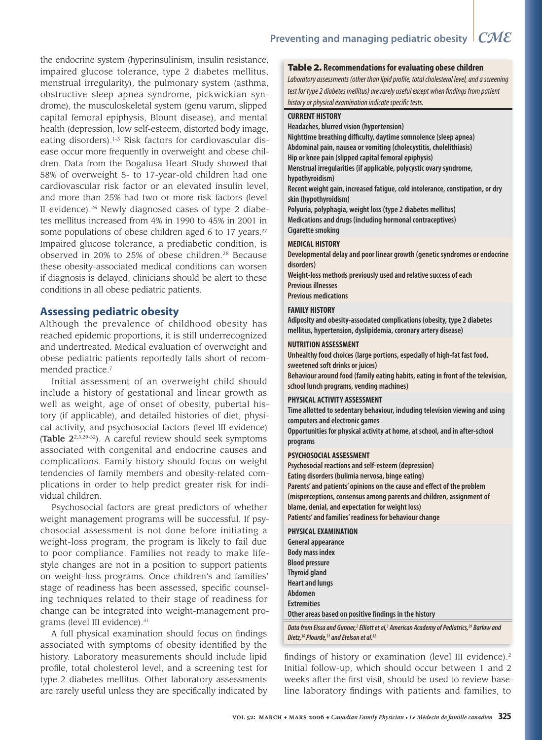the endocrine system (hyperinsulinism, insulin resistance, impaired glucose tolerance, type 2 diabetes mellitus, menstrual irregularity), the pulmonary system (asthma, obstructive sleep apnea syndrome, pickwickian syndrome), the musculoskeletal system (genu varum, slipped capital femoral epiphysis, Blount disease), and mental health (depression, low self-esteem, distorted body image, eating disorders).[1-3] Risk factors for cardiovascular disease occur more frequently in overweight and obese children. Data from the Bogalusa Heart Study showed that 58% of overweight 5- to 17-year-old children had one cardiovascular risk factor or an elevated insulin level, and more than 25% had two or more risk factors (level II evidence).[26] Newly diagnosed cases of type 2 diabetes mellitus increased from 4% in 1990 to 45% in 2001 in some populations of obese children aged 6 to 17 years.[27] Impaired glucose tolerance, a prediabetic condition, is observed in 20% to 25% of obese children.[28] Because these obesity-associated medical conditions can worsen if diagnosis is delayed, clinicians should be alert to these conditions in all obese pediatric patients.

## Assessing pediatric obesity

Although the prevalence of childhood obesity has reached epidemic proportions, it is still underrecognized and undertreated. Medical evaluation of overweight and obese pediatric patients reportedly falls short of recommended practice.[7]

Initial assessment of an overweight child should include a history of gestational and linear growth as well as weight, age of onset of obesity, pubertal history (if applicable), and detailed histories of diet, physical activity, and psychosocial factors (level III evidence) (**Table 2**[2,3,29-32]). A careful review should seek symptoms associated with congenital and endocrine causes and complications. Family history should focus on weight tendencies of family members and obesity-related complications in order to help predict greater risk for individual children.

Psychosocial factors are great predictors of whether weight management programs will be successful. If psychosocial assessment is not done before initiating a weight-loss program, the program is likely to fail due to poor compliance. Families not ready to make lifestyle changes are not in a position to support patients on weight-loss programs. Once children's and families' stage of readiness has been assessed, specific counseling techniques related to their stage of readiness for change can be integrated into weight-management programs (level III evidence).[31]

A full physical examination should focus on findings associated with symptoms of obesity identified by the history. Laboratory measurements should include lipid profile, total cholesterol level, and a screening test for type 2 diabetes mellitus. Other laboratory assessments are rarely useful unless they are specifically indicated by findings of history or examination (level III evidence).[2] Initial follow-up, which should occur between 1 and 2 weeks after the first visit, should be used to review baseline laboratory findings with patients and families, to

**Table 2. Recommendations for evaluating obese children**

*Laboratory assessments (other than lipid profile, total cholesterol level, and a screening test for type 2 diabetes mellitus) are rarely useful except when findings from patient history or physical examination indicate specific tests.*

| |
|---|
| **CURRENT HISTORY** |
| Headaches, blurred vision (hypertension) |
| Nighttime breathing difficulty, daytime somnolence (sleep apnea) |
| Abdominal pain, nausea or vomiting (cholecystitis, cholelithiasis) |
| Hip or knee pain (slipped capital femoral epiphysis) |
| Menstrual irregularities (if applicable, polycystic ovary syndrome, hypothyroidism) |
| Recent weight gain, increased fatigue, cold intolerance, constipation, or dry skin (hypothyroidism) |
| Polyuria, polyphagia, weight loss (type 2 diabetes mellitus) |
| Medications and drugs (including hormonal contraceptives) |
| Cigarette smoking |
| **MEDICAL HISTORY** |
| Developmental delay and poor linear growth (genetic syndromes or endocrine disorders) |
| Weight-loss methods previously used and relative success of each |
| Previous illnesses |
| Previous medications |
| **FAMILY HISTORY** |
| Adiposity and obesity-associated complications (obesity, type 2 diabetes mellitus, hypertension, dyslipidemia, coronary artery disease) |
| **NUTRITION ASSESSMENT** |
| Unhealthy food choices (large portions, especially of high-fat fast food, sweetened soft drinks or juices) |
| Behaviour around food (family eating habits, eating in front of the television, school lunch programs, vending machines) |
| **PHYSICAL ACTIVITY ASSESSMENT** |
| Time allotted to sedentary behaviour, including television viewing and using computers and electronic games |
| Opportunities for physical activity at home, at school, and in after-school programs |
| **PSYCHOSOCIAL ASSESSMENT** |
| Psychosocial reactions and self-esteem (depression) |
| Eating disorders (bulimia nervosa, binge eating) |
| Parents' and patients' opinions on the cause and effect of the problem (misperceptions, consensus among parents and children, assignment of blame, denial, and expectation for weight loss) |
| Patients' and families' readiness for behaviour change |
| **PHYSICAL EXAMINATION** |
| General appearance |
| Body mass index |
| Blood pressure |
| Thyroid gland |
| Heart and lungs |
| Abdomen |
| Extremities |
| Other areas based on positive findings in the history |

*Data from Eissa and Gunner,[2] Elliott et al,[3] American Academy of Pediatrics,[29] Barlow and Dietz,[30] Plourde,[31] and Etelson et al.[32]*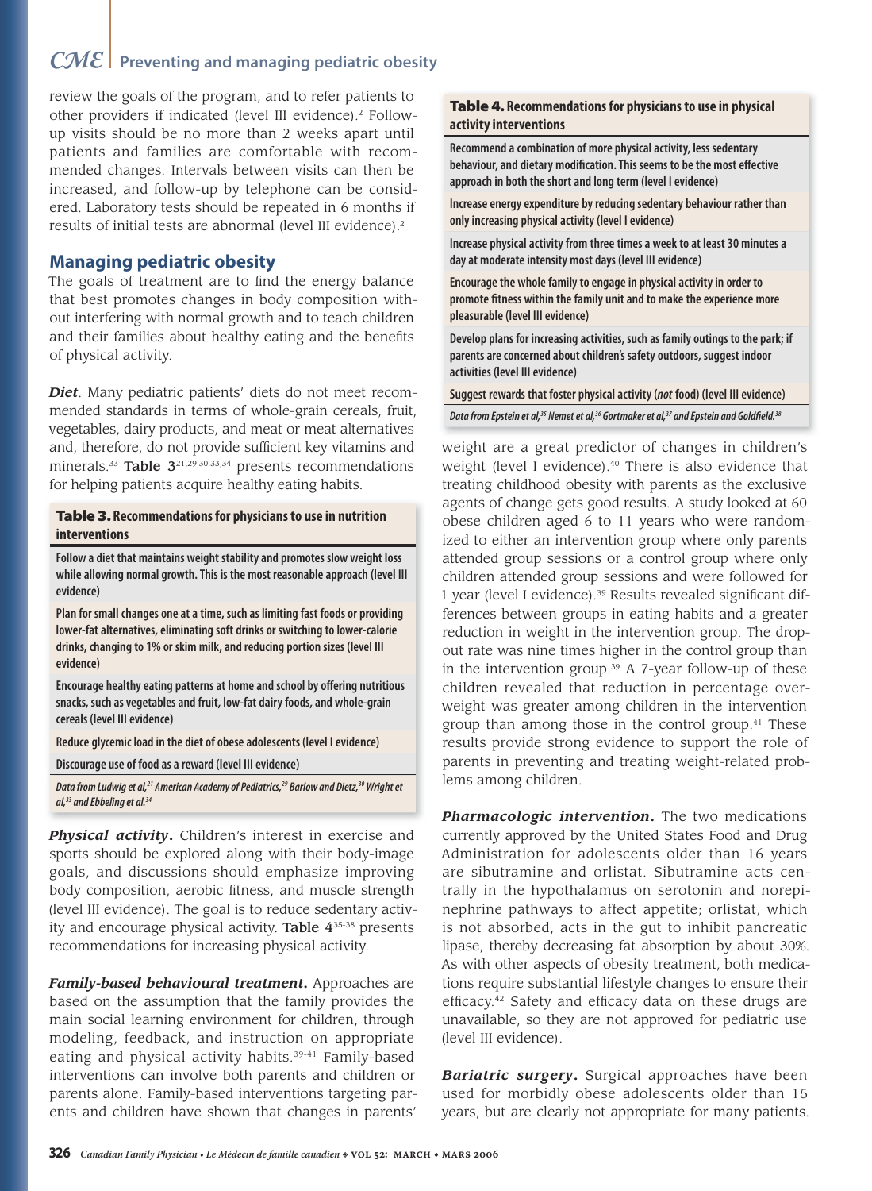review the goals of the program, and to refer patients to other providers if indicated (level III evidence).[2] Follow-up visits should be no more than 2 weeks apart until patients and families are comfortable with recommended changes. Intervals between visits can then be increased, and follow-up by telephone can be considered. Laboratory tests should be repeated in 6 months if results of initial tests are abnormal (level III evidence).[2]

## Managing pediatric obesity

The goals of treatment are to find the energy balance that best promotes changes in body composition without interfering with normal growth and to teach children and their families about healthy eating and the benefits of physical activity.

***Diet***. Many pediatric patients' diets do not meet recommended standards in terms of whole-grain cereals, fruit, vegetables, dairy products, and meat or meat alternatives and, therefore, do not provide sufficient key vitamins and minerals.[33] **Table 3**[21,29,30,33,34] presents recommendations for helping patients acquire healthy eating habits.

| **Table 3. Recommendations for physicians to use in nutrition interventions** |
|---|
| Follow a diet that maintains weight stability and promotes slow weight loss while allowing normal growth. This is the most reasonable approach (level III evidence) |
| Plan for small changes one at a time, such as limiting fast foods or providing lower-fat alternatives, eliminating soft drinks or switching to lower-calorie drinks, changing to 1% or skim milk, and reducing portion sizes (level III evidence) |
| Encourage healthy eating patterns at home and school by offering nutritious snacks, such as vegetables and fruit, low-fat dairy foods, and whole-grain cereals (level III evidence) |
| Reduce glycemic load in the diet of obese adolescents (level I evidence) |
| Discourage use of food as a reward (level III evidence) |

*Data from Ludwig et al,[21] American Academy of Pediatrics,[29] Barlow and Dietz,[30] Wright et al,[33] and Ebbeling et al.[34]*

***Physical activity***. Children's interest in exercise and sports should be explored along with their body-image goals, and discussions should emphasize improving body composition, aerobic fitness, and muscle strength (level III evidence). The goal is to reduce sedentary activity and encourage physical activity. **Table 4**[35-38] presents recommendations for increasing physical activity.

| **Table 4. Recommendations for physicians to use in physical activity interventions** |
|---|
| Recommend a combination of more physical activity, less sedentary behaviour, and dietary modification. This seems to be the most effective approach in both the short and long term (level I evidence) |
| Increase energy expenditure by reducing sedentary behaviour rather than only increasing physical activity (level I evidence) |
| Increase physical activity from three times a week to at least 30 minutes a day at moderate intensity most days (level III evidence) |
| Encourage the whole family to engage in physical activity in order to promote fitness within the family unit and to make the experience more pleasurable (level III evidence) |
| Develop plans for increasing activities, such as family outings to the park; if parents are concerned about children's safety outdoors, suggest indoor activities (level III evidence) |
| Suggest rewards that foster physical activity (*not* food) (level III evidence) |

*Data from Epstein et al,[35] Nemet et al,[36] Gortmaker et al,[37] and Epstein and Goldfield.[38]*

***Family-based behavioural treatment***. Approaches are based on the assumption that the family provides the main social learning environment for children, through modeling, feedback, and instruction on appropriate eating and physical activity habits.[39-41] Family-based interventions can involve both parents and children or parents alone. Family-based interventions targeting parents and children have shown that changes in parents' weight are a great predictor of changes in children's weight (level I evidence).[40] There is also evidence that treating childhood obesity with parents as the exclusive agents of change gets good results. A study looked at 60 obese children aged 6 to 11 years who were randomized to either an intervention group where only parents attended group sessions or a control group where only children attended group sessions and were followed for 1 year (level I evidence).[39] Results revealed significant differences between groups in eating habits and a greater reduction in weight in the intervention group. The dropout rate was nine times higher in the control group than in the intervention group.[39] A 7-year follow-up of these children revealed that reduction in percentage overweight was greater among children in the intervention group than among those in the control group.[41] These results provide strong evidence to support the role of parents in preventing and treating weight-related problems among children.

***Pharmacologic intervention***. The two medications currently approved by the United States Food and Drug Administration for adolescents older than 16 years are sibutramine and orlistat. Sibutramine acts centrally in the hypothalamus on serotonin and norepinephrine pathways to affect appetite; orlistat, which is not absorbed, acts in the gut to inhibit pancreatic lipase, thereby decreasing fat absorption by about 30%. As with other aspects of obesity treatment, both medications require substantial lifestyle changes to ensure their efficacy.[42] Safety and efficacy data on these drugs are unavailable, so they are not approved for pediatric use (level III evidence).

***Bariatric surgery***. Surgical approaches have been used for morbidly obese adolescents older than 15 years, but are clearly not appropriate for many patients.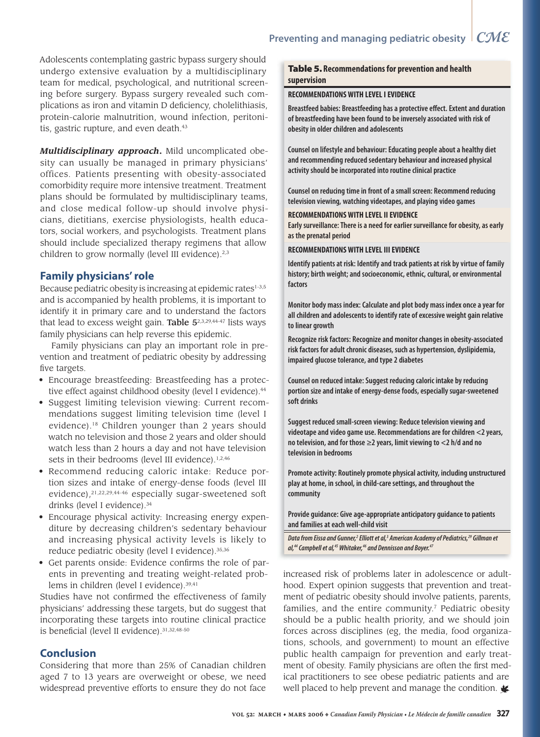Adolescents contemplating gastric bypass surgery should undergo extensive evaluation by a multidisciplinary team for medical, psychological, and nutritional screening before surgery. Bypass surgery revealed such complications as iron and vitamin D deficiency, cholelithiasis, protein-calorie malnutrition, wound infection, peritonitis, gastric rupture, and even death.[43]

***Multidisciplinary approach.*** Mild uncomplicated obesity can usually be managed in primary physicians' offices. Patients presenting with obesity-associated comorbidity require more intensive treatment. Treatment plans should be formulated by multidisciplinary teams, and close medical follow-up should involve physicians, dietitians, exercise physiologists, health educators, social workers, and psychologists. Treatment plans should include specialized therapy regimens that allow children to grow normally (level III evidence).[2,3]

## Family physicians' role

Because pediatric obesity is increasing at epidemic rates[1-3,5] and is accompanied by health problems, it is important to identify it in primary care and to understand the factors that lead to excess weight gain. **Table 5**[2,3,29,44-47] lists ways family physicians can help reverse this epidemic.

Family physicians can play an important role in prevention and treatment of pediatric obesity by addressing five targets.

- Encourage breastfeeding: Breastfeeding has a protective effect against childhood obesity (level I evidence).[44]
- Suggest limiting television viewing: Current recommendations suggest limiting television time (level I evidence).[18] Children younger than 2 years should watch no television and those 2 years and older should watch less than 2 hours a day and not have television sets in their bedrooms (level III evidence).[1,2,46]
- Recommend reducing caloric intake: Reduce portion sizes and intake of energy-dense foods (level III evidence),[21,22,29,44-46] especially sugar-sweetened soft drinks (level I evidence).[34]
- Encourage physical activity: Increasing energy expenditure by decreasing children's sedentary behaviour and increasing physical activity levels is likely to reduce pediatric obesity (level I evidence).[35,36]
- Get parents onside: Evidence confirms the role of parents in preventing and treating weight-related problems in children (level I evidence).[39,41]

Studies have not confirmed the effectiveness of family physicians' addressing these targets, but do suggest that incorporating these targets into routine clinical practice is beneficial (level II evidence).[31,32,48-50]

**Table 5. Recommendations for prevention and health supervision**

| |
|---|
| **RECOMMENDATIONS WITH LEVEL I EVIDENCE** |
| Breastfeed babies: Breastfeeding has a protective effect. Extent and duration of breastfeeding have been found to be inversely associated with risk of obesity in older children and adolescents |
| Counsel on lifestyle and behaviour: Educating people about a healthy diet and recommending reduced sedentary behaviour and increased physical activity should be incorporated into routine clinical practice |
| Counsel on reducing time in front of a small screen: Recommend reducing television viewing, watching videotapes, and playing video games |
| **RECOMMENDATIONS WITH LEVEL II EVIDENCE** |
| Early surveillance: There is a need for earlier surveillance for obesity, as early as the prenatal period |
| **RECOMMENDATIONS WITH LEVEL III EVIDENCE** |
| Identify patients at risk: Identify and track patients at risk by virtue of family history; birth weight; and socioeconomic, ethnic, cultural, or environmental factors |
| Monitor body mass index: Calculate and plot body mass index once a year for all children and adolescents to identify rate of excessive weight gain relative to linear growth |
| Recognize risk factors: Recognize and monitor changes in obesity-associated risk factors for adult chronic diseases, such as hypertension, dyslipidemia, impaired glucose tolerance, and type 2 diabetes |
| Counsel on reduced intake: Suggest reducing caloric intake by reducing portion size and intake of energy-dense foods, especially sugar-sweetened soft drinks |
| Suggest reduced small-screen viewing: Reduce television viewing and videotape and video game use. Recommendations are for children <2 years, no television, and for those ≥2 years, limit viewing to <2 h/d and no television in bedrooms |
| Promote activity: Routinely promote physical activity, including unstructured play at home, in school, in child-care settings, and throughout the community |
| Provide guidance: Give age-appropriate anticipatory guidance to patients and families at each well-child visit |

*Data from Eissa and Gunner,[2] Elliott et al,[3] American Academy of Pediatrics,[29] Gillman et al,[44] Campbell et al,[45] Whitaker,[46] and Dennisson and Boyer.[47]*

## Conclusion

Considering that more than 25% of Canadian children aged 7 to 13 years are overweight or obese, we need widespread preventive efforts to ensure they do not face increased risk of problems later in adolescence or adulthood. Expert opinion suggests that prevention and treatment of pediatric obesity should involve patients, parents, families, and the entire community.[7] Pediatric obesity should be a public health priority, and we should join forces across disciplines (eg, the media, food organizations, schools, and government) to mount an effective public health campaign for prevention and early treatment of obesity. Family physicians are often the first medical practitioners to see obese pediatric patients and are well placed to help prevent and manage the condition.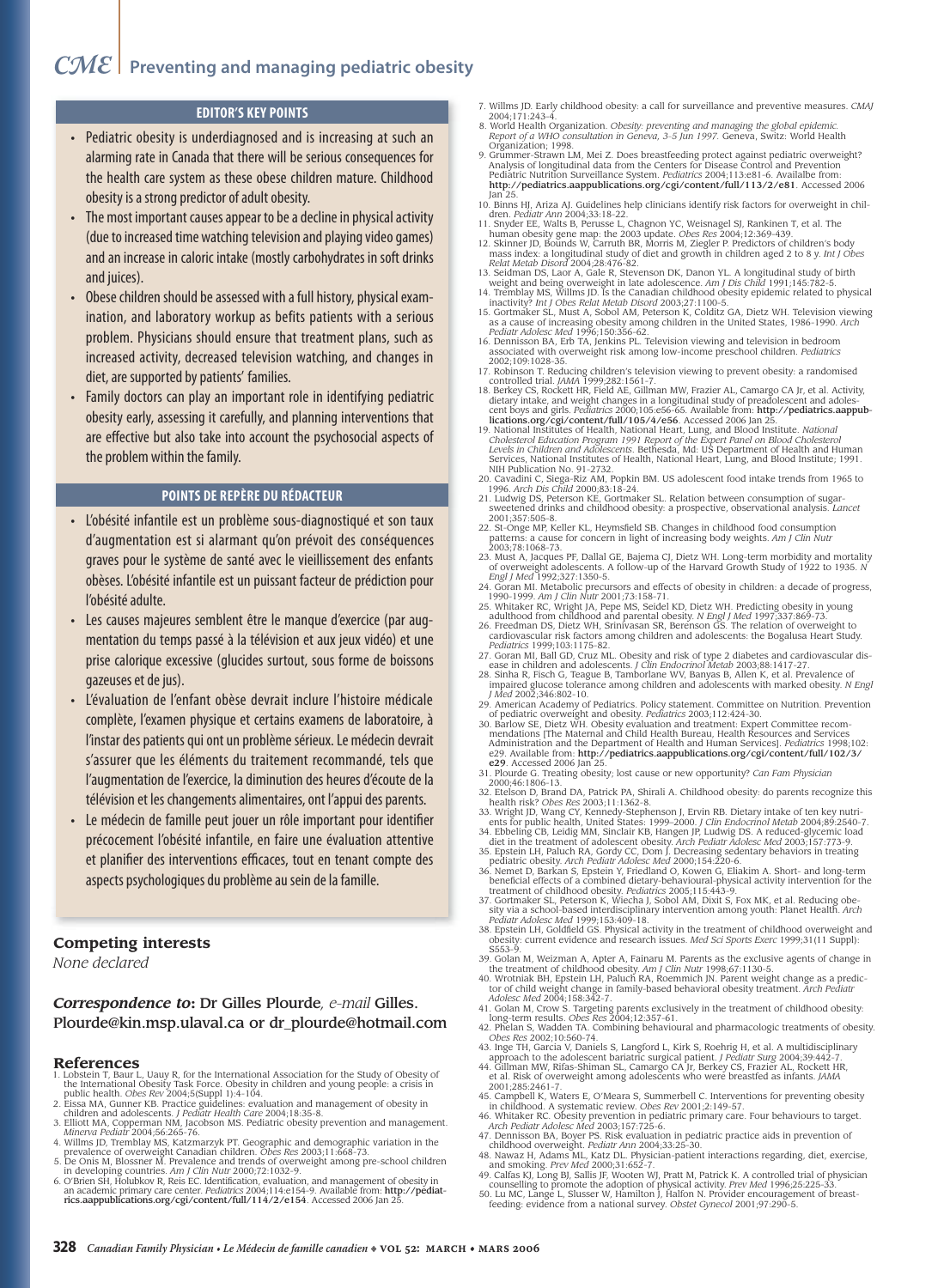## EDITOR'S KEY POINTS

- Pediatric obesity is underdiagnosed and is increasing at such an alarming rate in Canada that there will be serious consequences for the health care system as these obese children mature. Childhood obesity is a strong predictor of adult obesity.
- The most important causes appear to be a decline in physical activity (due to increased time watching television and playing video games) and an increase in caloric intake (mostly carbohydrates in soft drinks and juices).
- Obese children should be assessed with a full history, physical examination, and laboratory workup as befits patients with a serious problem. Physicians should ensure that treatment plans, such as increased activity, decreased television watching, and changes in diet, are supported by patients' families.
- Family doctors can play an important role in identifying pediatric obesity early, assessing it carefully, and planning interventions that are effective but also take into account the psychosocial aspects of the problem within the family.

## POINTS DE REPÈRE DU RÉDACTEUR

- L'obésité infantile est un problème sous-diagnostiqué et son taux d'augmentation est si alarmant qu'on prévoit des conséquences graves pour le système de santé avec le vieillissement des enfants obèses. L'obésité infantile est un puissant facteur de prédiction pour l'obésité adulte.
- Les causes majeures semblent être le manque d'exercice (par augmentation du temps passé à la télévision et aux jeux vidéo) et une prise calorique excessive (glucides surtout, sous forme de boissons gazeuses et de jus).
- L'évaluation de l'enfant obèse devrait inclure l'histoire médicale complète, l'examen physique et certains examens de laboratoire, à l'instar des patients qui ont un problème sérieux. Le médecin devrait s'assurer que les éléments du traitement recommandé, tels que l'augmentation de l'exercice, la diminution des heures d'écoute de la télévision et les changements alimentaires, ont l'appui des parents.
- Le médecin de famille peut jouer un rôle important pour identifier précocement l'obésité infantile, en faire une évaluation attentive et planifier des interventions efficaces, tout en tenant compte des aspects psychologiques du problème au sein de la famille.

### Competing interests

*None declared*

***Correspondence to*: Dr Gilles Plourde**, *e-mail* **Gilles.Plourde@kin.msp.ulaval.ca or dr_plourde@hotmail.com**

### References

1. Lobstein T, Baur L, Uauy R, for the International Association for the Study of Obesity of the International Obesity Task Force. Obesity in children and young people: a crisis in public health. *Obes Rev* 2004;5(Suppl 1):4-104.
2. Eissa MA, Gunner KB. Practice guidelines: evaluation and management of obesity in children and adolescents. *J Pediatr Health Care* 2004;18:35-8.
3. Elliott MA, Copperman NM, Jacobson MS. Pediatric obesity prevention and management. *Minerva Pediatr* 2004;56:265-76.
4. Willms JD, Tremblay MS, Katzmarzyk PT. Geographic and demographic variation in the prevalence of overweight Canadian children. *Obes Res* 2003;11:668-73.
5. De Onis M, Blossner M. Prevalence and trends of overweight among pre-school children in developing countries. *Am J Clin Nutr* 2000;72:1032-9.
6. O'Brien SH, Holubkov R, Reis EC. Identification, evaluation, and management of obesity in an academic primary care center. *Pediatrics* 2004;114:e154-9. Available from: **http://pediatrics.aappublications.org/cgi/content/full/114/2/e154**. Accessed 2006 Jan 25.
7. Willms JD. Early childhood obesity: a call for surveillance and preventive measures. *CMAJ* 2004;171:243-4.
8. World Health Organization. *Obesity: preventing and managing the global epidemic. Report of a WHO consultation in Geneva, 3-5 Jun 1997.* Geneva, Switz: World Health Organization; 1998.
9. Grummer-Strawn LM, Mei Z. Does breastfeeding protect against pediatric overweight? Analysis of longitudinal data from the Centers for Disease Control and Prevention Pediatric Nutrition Surveillance System. *Pediatrics* 2004;113:e81-6. Availalbe from: **http://pediatrics.aappublications.org/cgi/content/full/113/2/e81**. Accessed 2006 Jan 25.
10. Binns HJ, Ariza AJ. Guidelines help clinicians identify risk factors for overweight in children. *Pediatr Ann* 2004;33:18-22.
11. Snyder EE, Walts B, Perusse L, Chagnon YC, Weisnagel SJ, Rankinen T, et al. The human obesity gene map: the 2003 update. *Obes Res* 2004;12:369-439.
12. Skinner JD, Bounds W, Carruth BR, Morris M, Ziegler P. Predictors of children's body mass index: a longitudinal study of diet and growth in children aged 2 to 8 y. *Int J Obes Relat Metab Disord* 2004;28:476-82.
13. Seidman DS, Laor A, Gale R, Stevenson DK, Danon YL. A longitudinal study of birth weight and being overweight in late adolescence. *Am J Dis Child* 1991;145:782-5.
14. Tremblay MS, Willms JD. Is the Canadian childhood obesity epidemic related to physical inactivity? *Int J Obes Relat Metab Disord* 2003;27:1100-5.
15. Gortmaker SL, Must A, Sobol AM, Peterson K, Colditz GA, Dietz WH. Television viewing as a cause of increasing obesity among children in the United States, 1986-1990. *Arch Pediatr Adolesc Med* 1996;150:356-62.
16. Dennisson BA, Erb TA, Jenkins PL. Television viewing and television in bedroom associated with overweight risk among low-income preschool children. *Pediatrics* 2002;109:1028-35.
17. Robinson T. Reducing children's television viewing to prevent obesity: a randomised controlled trial. *JAMA* 1999;282:1561-7.
18. Berkey CS, Rockett HR, Field AE, Gillman MW, Frazier AL, Camargo CA Jr, et al. Activity, dietary intake, and weight changes in a longitudinal study of preadolescent and adolescent boys and girls. *Pediatrics* 2000;105:e56-65. Available from: **http://pediatrics.aappublications.org/cgi/content/full/105/4/e56**. Accessed 2006 Jan 25.
19. National Institutes of Health, National Heart, Lung, and Blood Institute. *National Cholesterol Education Program 1991 Report of the Expert Panel on Blood Cholesterol Levels in Children and Adolescents*. Bethesda, Md: US Department of Health and Human Services, National Institutes of Health, National Heart, Lung, and Blood Institute; 1991. NIH Publication No. 91-2732.
20. Cavadini C, Siega-Riz AM, Popkin BM. US adolescent food intake trends from 1965 to 1996. *Arch Dis Child* 2000;83:18-24.
21. Ludwig DS, Peterson KE, Gortmaker SL. Relation between consumption of sugar-sweetened drinks and childhood obesity: a prospective, observational analysis. *Lancet* 2001;357:505-8.
22. St-Onge MP, Keller KL, Heymsfield SB. Changes in childhood food consumption patterns: a cause for concern in light of increasing body weights. *Am J Clin Nutr* 2003;78:1068-73.
23. Must A, Jacques PF, Dallal GE, Bajema CJ, Dietz WH. Long-term morbidity and mortality of overweight adolescents. A follow-up of the Harvard Growth Study of 1922 to 1935. *N Engl J Med* 1992;327:1350-5.
24. Goran MI. Metabolic precursors and effects of obesity in children: a decade of progress, 1990-1999. *Am J Clin Nutr* 2001;73:158-71.
25. Whitaker RC, Wright JA, Pepe MS, Seidel KD, Dietz WH. Predicting obesity in young adulthood from childhood and parental obesity. *N Engl J Med* 1997;337:869-73.
26. Freedman DS, Dietz WH, Srinivasan SR, Berenson GS. The relation of overweight to cardiovascular risk factors among children and adolescents: the Bogalusa Heart Study. *Pediatrics* 1999;103:1175-82.
27. Goran MI, Ball GD, Cruz ML. Obesity and risk of type 2 diabetes and cardiovascular disease in children and adolescents. *J Clin Endocrinol Metab* 2003;88:1417-27.
28. Sinha R, Fisch G, Teague B, Tamborlane WV, Banyas B, Allen K, et al. Prevalence of impaired glucose tolerance among children and adolescents with marked obesity. *N Engl J Med* 2002;346:802-10.
29. American Academy of Pediatrics. Policy statement. Committee on Nutrition. Prevention of pediatric overweight and obesity. *Pediatrics* 2003;112:424-30.
30. Barlow SE, Dietz WH. Obesity evaluation and treatment: Expert Committee recommendations [The Maternal and Child Health Bureau, Health Resources and Services Administration and the Department of Health and Human Services]. *Pediatrics* 1998;102: e29. Available from: **http://pediatrics.aappublications.org/cgi/content/full/102/3/e29**. Accessed 2006 Jan 25.
31. Plourde G. Treating obesity; lost cause or new opportunity? *Can Fam Physician* 2000;46:1806-13.
32. Etelson D, Brand DA, Patrick PA, Shirali A. Childhood obesity: do parents recognize this health risk? *Obes Res* 2003;11:1362-8.
33. Wright JD, Wang CY, Kennedy-Stephenson J, Ervin RB. Dietary intake of ten key nutrients for public health, United States: 1999–2000. *J Clin Endocrinol Metab* 2004;89:2540-7.
34. Ebbeling CB, Leidig MM, Sinclair KB, Hangen JP, Ludwig DS. A reduced-glycemic load diet in the treatment of adolescent obesity. *Arch Pediatr Adolesc Med* 2003;157:773-9.
35. Epstein LH, Paluch RA, Gordy CC, Dom J. Decreasing sedentary behaviors in treating pediatric obesity. *Arch Pediatr Adolesc Med* 2000;154:220-6.
36. Nemet D, Barkan S, Epstein Y, Friedland O, Kowen G, Eliakim A. Short- and long-term beneficial effects of a combined dietary-behavioural-physical activity intervention for the treatment of childhood obesity. *Pediatrics* 2005;115:443-9.
37. Gortmaker SL, Peterson K, Wiecha J, Sobol AM, Dixit S, Fox MK, et al. Reducing obesity via a school-based interdisciplinary intervention among youth: Planet Health. *Arch Pediatr Adolesc Med* 1999;153:409-18.
38. Epstein LH, Goldfield GS. Physical activity in the treatment of childhood overweight and obesity: current evidence and research issues. *Med Sci Sports Exerc* 1999;31(11 Suppl): S553-9.
39. Golan M, Weizman A, Apter A, Fainaru M. Parents as the exclusive agents of change in the treatment of childhood obesity. *Am J Clin Nutr* 1998;67:1130-5.
40. Wrotniak BH, Epstein LH, Paluch RA, Roemmich JN. Parent weight change as a predictor of child weight change in family-based behavioral obesity treatment. *Arch Pediatr Adolesc Med* 2004;158:342-7.
41. Golan M, Crow S. Targeting parents exclusively in the treatment of childhood obesity: long-term results. *Obes Res* 2004;12:357-61.
42. Phelan S, Wadden TA. Combining behavioural and pharmacologic treatments of obesity. *Obes Res* 2002;10:560-74.
43. Inge TH, Garcia V, Daniels S, Langford L, Kirk S, Roehrig H, et al. A multidisciplinary approach to the adolescent bariatric surgical patient. *J Pediatr Surg* 2004;39:442-7.
44. Gillman MW, Rifas-Shiman SL, Camargo CA Jr, Berkey CS, Frazier AL, Rockett HR, et al. Risk of overweight among adolescents who were breastfed as infants. *JAMA* 2001;285:2461-7.
45. Campbell K, Waters E, O'Meara S, Summerbell C. Interventions for preventing obesity in childhood. A systematic review. *Obes Rev* 2001;2:149-57.
46. Whitaker RC. Obesity prevention in pediatric primary care. Four behaviours to target. *Arch Pediatr Adolesc Med* 2003;157:725-6.
47. Dennisson BA, Boyer PS. Risk evaluation in pediatric practice aids in prevention of childhood overweight. *Pediatr Ann* 2004;33:25-30.
48. Nawaz H, Adams ML, Katz DL. Physician-patient interactions regarding, diet, exercise, and smoking. *Prev Med* 2000;31:652-7.
49. Calfas KJ, Long BJ, Sallis JF, Wooten WJ, Pratt M, Patrick K. A controlled trial of physician counselling to promote the adoption of physical activity. *Prev Med* 1996;25:225-33.
50. Lu MC, Lange L, Slusser W, Hamilton J, Halfon N. Provider encouragement of breast-feeding: evidence from a national survey. *Obstet Gynecol* 2001;97:290-5.